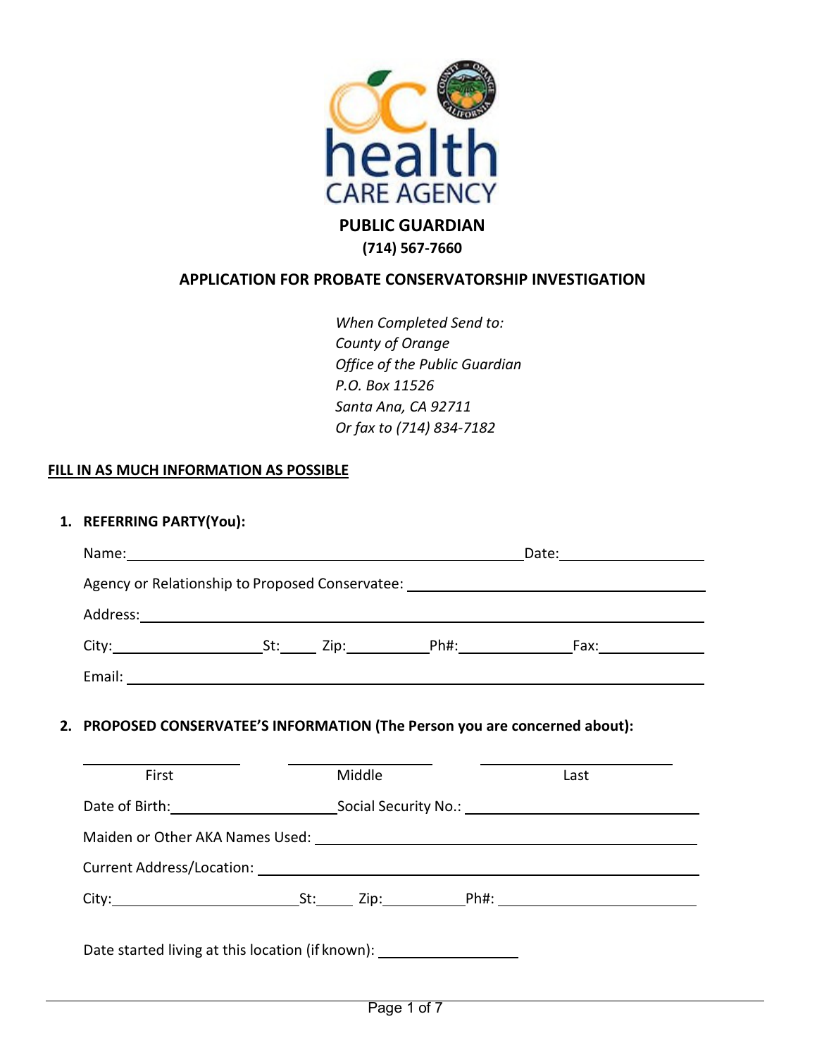# PUBLIC GUARDIAN

**(714) 567-7660**

## APPLICATION FOR PROBATE CONSERVATORSHIP INVESTIGATION

*When Completed Send to:*
*County of Orange*
*Office of the Public Guardian*
*P.O. Box 11526*
*Santa Ana, CA 92711*
*Or fax to (714) 834-7182*

**FILL IN AS MUCH INFORMATION AS POSSIBLE**

**1. REFERRING PARTY(You):**

Name:______________________________ Date:______________

Agency or Relationship to Proposed Conservatee: ______________________________

Address:______________________________

City:______________ St:_____ Zip:__________ Ph#:______________ Fax:______________

Email: ______________________________

**2. PROPOSED CONSERVATEE'S INFORMATION (The Person you are concerned about):**

| ______________ | ______________ | ______________ |
|---|---|---|
| First | Middle | Last |

Date of Birth:______________ Social Security No.: ______________

Maiden or Other AKA Names Used: ______________________________

Current Address/Location: ______________________________

City:______________ St:_____ Zip:__________ Ph#: ______________

Date started living at this location (if known): ______________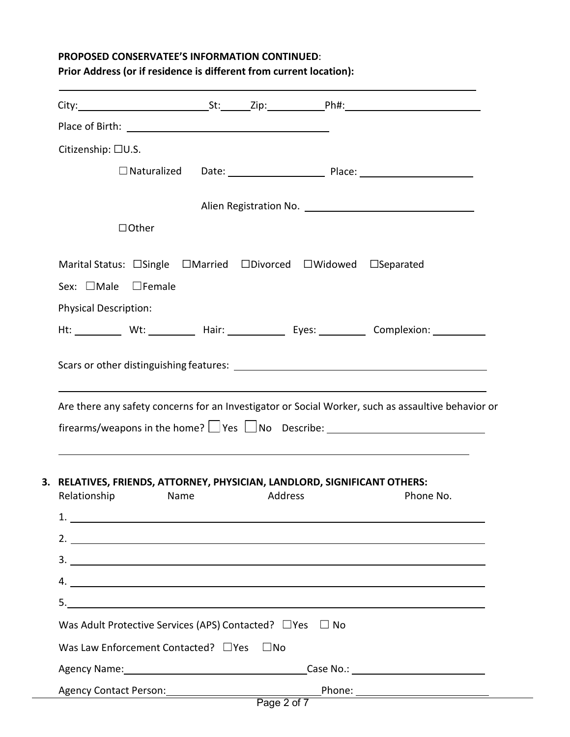**PROPOSED CONSERVATEE'S INFORMATION CONTINUED**:

**Prior Address (or if residence is different from current location):**

\_\_\_\_\_\_\_\_\_\_\_\_\_\_\_\_\_\_\_\_\_\_\_\_\_\_\_\_\_\_\_\_\_\_\_\_\_\_\_\_\_\_\_\_\_\_\_\_

City: \_\_\_\_\_\_\_\_\_\_\_\_ St: \_\_\_\_ Zip: \_\_\_\_\_\_ Ph#: \_\_\_\_\_\_\_\_\_\_\_\_

Place of Birth: \_\_\_\_\_\_\_\_\_\_\_\_\_\_\_\_\_\_\_\_

Citizenship: ☐U.S.

☐ Naturalized Date: \_\_\_\_\_\_\_\_\_\_ Place: \_\_\_\_\_\_\_\_\_\_

Alien Registration No. \_\_\_\_\_\_\_\_\_\_\_\_\_\_\_\_

☐Other

Marital Status: ☐Single ☐Married ☐Divorced ☐Widowed ☐Separated

Sex: ☐Male ☐Female

Physical Description:

Ht: \_\_\_\_\_ Wt: \_\_\_\_\_ Hair: \_\_\_\_\_\_ Eyes: \_\_\_\_\_ Complexion: \_\_\_\_\_

Scars or other distinguishing features: \_\_\_\_\_\_\_\_\_\_\_\_\_\_\_\_\_\_\_\_\_\_\_\_

\_\_\_\_\_\_\_\_\_\_\_\_\_\_\_\_\_\_\_\_\_\_\_\_\_\_\_\_\_\_\_\_\_\_\_\_\_\_\_\_\_\_\_\_\_\_\_\_

Are there any safety concerns for an Investigator or Social Worker, such as assaultive behavior or firearms/weapons in the home? ☐ Yes ☐ No Describe: \_\_\_\_\_\_\_\_\_\_\_\_\_\_

\_\_\_\_\_\_\_\_\_\_\_\_\_\_\_\_\_\_\_\_\_\_\_\_\_\_\_\_\_\_\_\_\_\_\_\_\_\_\_\_\_\_\_\_\_\_\_\_

**3. RELATIVES, FRIENDS, ATTORNEY, PHYSICIAN, LANDLORD, SIGNIFICANT OTHERS:**

| Relationship | Name | Address | Phone No. |
|---|---|---|---|
| 1. | | | |
| 2. | | | |
| 3. | | | |
| 4. | | | |
| 5. | | | |

Was Adult Protective Services (APS) Contacted? ☐Yes ☐ No

Was Law Enforcement Contacted? ☐Yes ☐No

Agency Name: \_\_\_\_\_\_\_\_\_\_\_\_\_\_\_\_ Case No.: \_\_\_\_\_\_\_\_\_\_\_\_

Agency Contact Person: \_\_\_\_\_\_\_\_\_\_\_\_\_\_ Phone: \_\_\_\_\_\_\_\_\_\_\_\_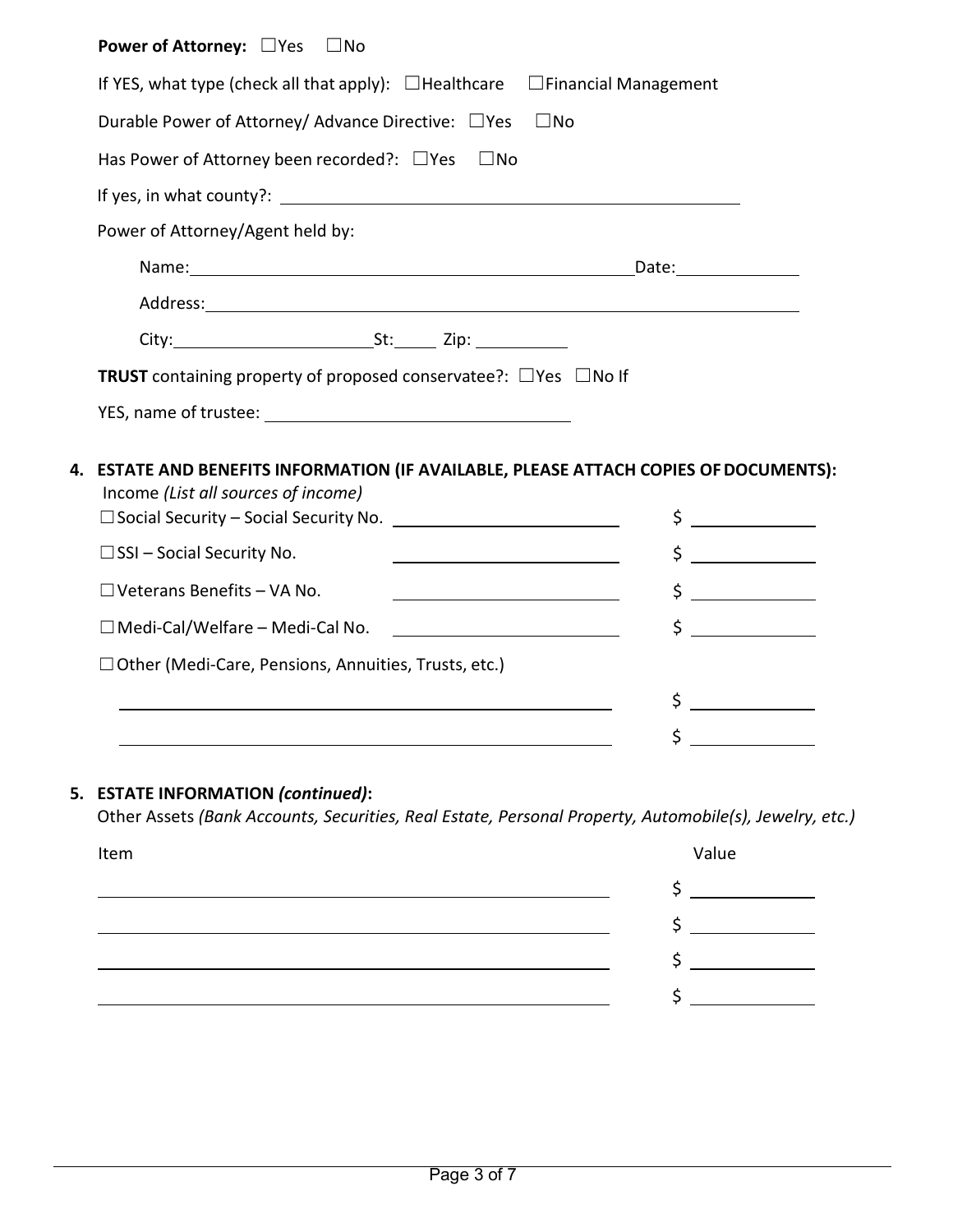**Power of Attorney:** ☐Yes ☐No

If YES, what type (check all that apply): ☐Healthcare ☐Financial Management

Durable Power of Attorney/ Advance Directive: ☐Yes ☐No

Has Power of Attorney been recorded?: ☐Yes ☐No

If yes, in what county?: ______________________________

Power of Attorney/Agent held by:

Name: ______________________________ Date: __________

Address: ______________________________

City: ______________ St: _____ Zip: __________

**TRUST** containing property of proposed conservatee?: ☐Yes ☐No If YES, name of trustee: ______________________________

## 4. ESTATE AND BENEFITS INFORMATION (IF AVAILABLE, PLEASE ATTACH COPIES OF DOCUMENTS):

Income *(List all sources of income)*

☐Social Security – Social Security No. ______________________ $ __________

☐SSI – Social Security No. ______________________ $ __________

☐Veterans Benefits – VA No. ______________________ $ __________

☐Medi-Cal/Welfare – Medi-Cal No. ______________________ $ __________

☐Other (Medi-Care, Pensions, Annuities, Trusts, etc.)

______________________________ $ __________

______________________________ $ __________

## 5. ESTATE INFORMATION *(continued)*:

Other Assets *(Bank Accounts, Securities, Real Estate, Personal Property, Automobile(s), Jewelry, etc.)*

| Item | Value |
| --- | --- |
| | $ |
| | $ |
| | $ |
| | $ |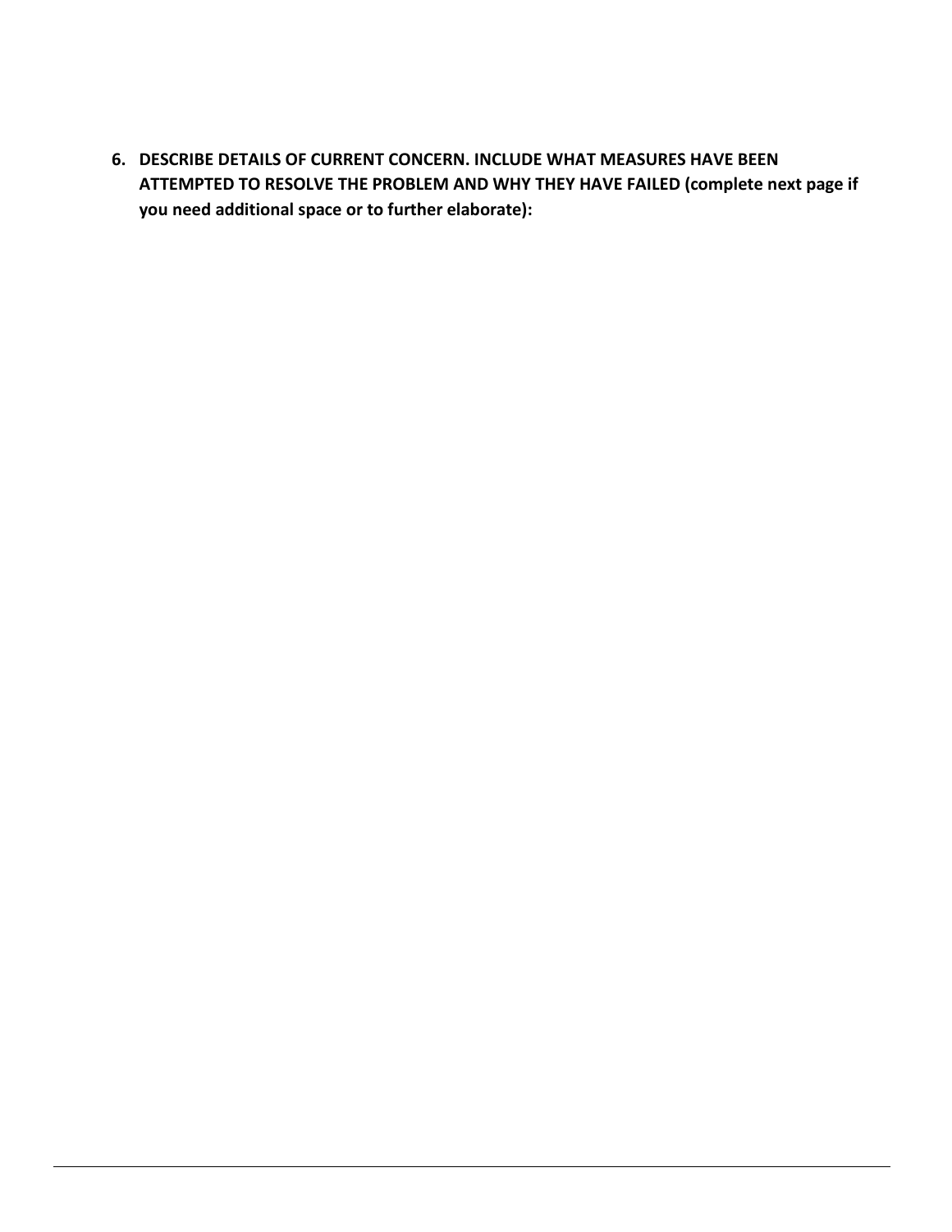6. **DESCRIBE DETAILS OF CURRENT CONCERN. INCLUDE WHAT MEASURES HAVE BEEN ATTEMPTED TO RESOLVE THE PROBLEM AND WHY THEY HAVE FAILED (complete next page if you need additional space or to further elaborate):**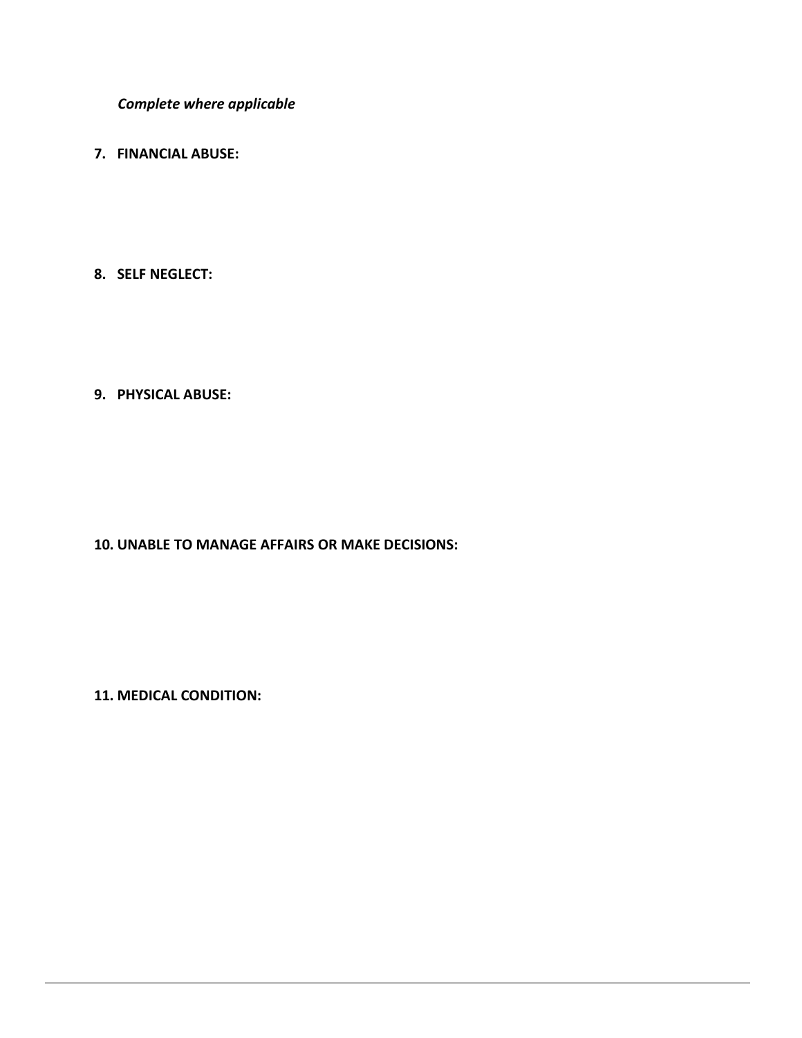*Complete where applicable*

**7. FINANCIAL ABUSE:**

**8. SELF NEGLECT:**

**9. PHYSICAL ABUSE:**

**10. UNABLE TO MANAGE AFFAIRS OR MAKE DECISIONS:**

**11. MEDICAL CONDITION:**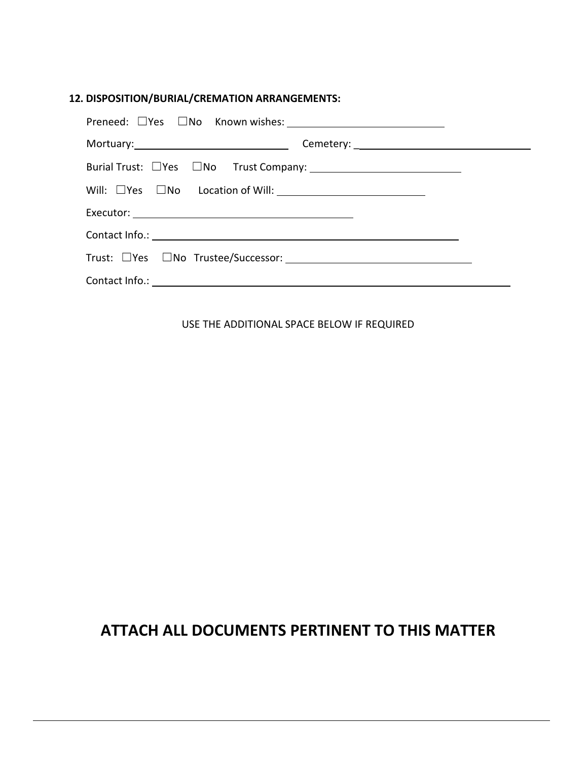**12. DISPOSITION/BURIAL/CREMATION ARRANGEMENTS:**

Preneed: ☐Yes ☐No Known wishes: ____________________________

Mortuary: ____________________________ Cemetery: ____________________________

Burial Trust: ☐Yes ☐No Trust Company: ____________________________

Will: ☐Yes ☐No Location of Will: ____________________________

Executor: ________________________________________

Contact Info.: ____________________________________________________

Trust: ☐Yes ☐No Trustee/Successor: ________________________________

Contact Info.: ____________________________________________________

USE THE ADDITIONAL SPACE BELOW IF REQUIRED

# ATTACH ALL DOCUMENTS PERTINENT TO THIS MATTER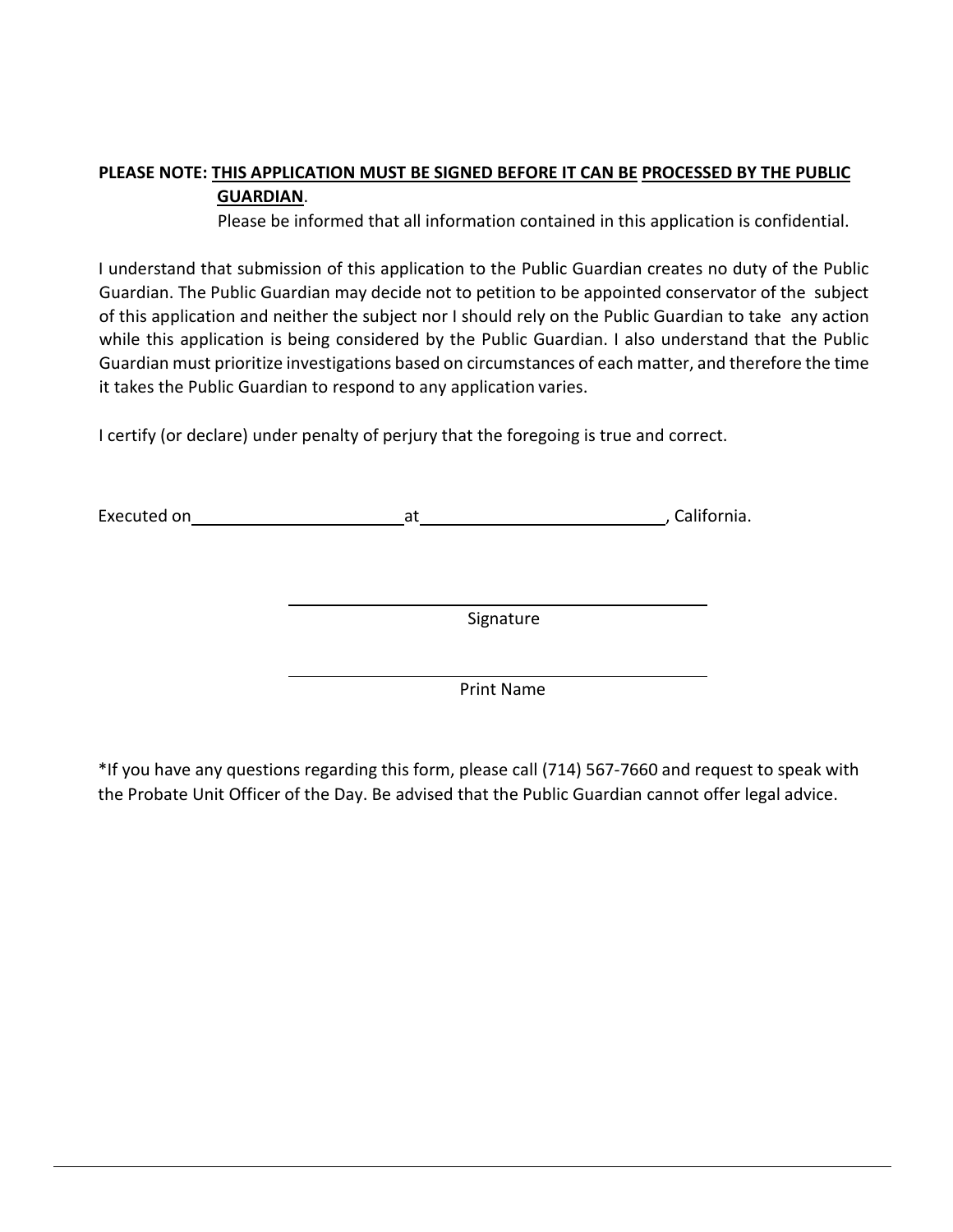**PLEASE NOTE: <u>THIS APPLICATION MUST BE SIGNED BEFORE IT CAN BE PROCESSED BY THE PUBLIC GUARDIAN</u>.**

Please be informed that all information contained in this application is confidential.

I understand that submission of this application to the Public Guardian creates no duty of the Public Guardian. The Public Guardian may decide not to petition to be appointed conservator of the subject of this application and neither the subject nor I should rely on the Public Guardian to take any action while this application is being considered by the Public Guardian. I also understand that the Public Guardian must prioritize investigations based on circumstances of each matter, and therefore the time it takes the Public Guardian to respond to any application varies.

I certify (or declare) under penalty of perjury that the foregoing is true and correct.

Executed on \_\_\_\_\_\_\_\_\_\_\_\_\_\_\_\_\_\_\_\_ at \_\_\_\_\_\_\_\_\_\_\_\_\_\_\_\_\_\_\_\_\_\_\_\_, California.

\_\_\_\_\_\_\_\_\_\_\_\_\_\_\_\_\_\_\_\_\_\_\_\_\_\_\_\_\_\_\_\_\_\_\_\_\_\_\_\_

Signature

\_\_\_\_\_\_\_\_\_\_\_\_\_\_\_\_\_\_\_\_\_\_\_\_\_\_\_\_\_\_\_\_\_\_\_\_\_\_\_\_

Print Name

*If you have any questions regarding this form, please call (714) 567-7660 and request to speak with the Probate Unit Officer of the Day. Be advised that the Public Guardian cannot offer legal advice.